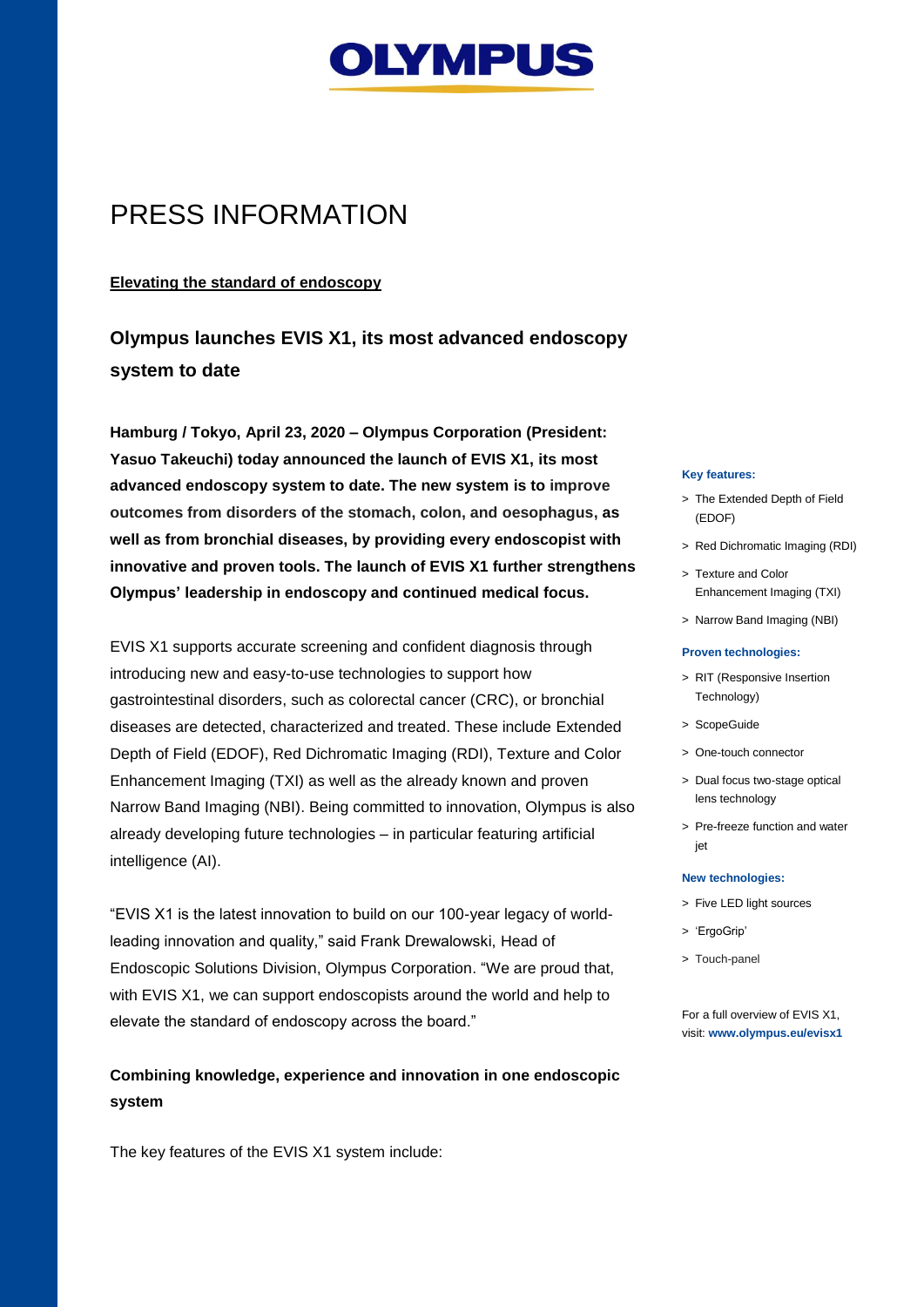OLYMPUS

# PRESS INFORMATION

**Elevating the standard of endoscopy**

## Olympus launches EVIS X1, its most advanced endoscopy system to date

**Hamburg / Tokyo, April 23, 2020 – Olympus Corporation (President: Yasuo Takeuchi) today announced the launch of EVIS X1, its most advanced endoscopy system to date. The new system is to improve outcomes from disorders of the stomach, colon, and oesophagus, as well as from bronchial diseases, by providing every endoscopist with innovative and proven tools. The launch of EVIS X1 further strengthens Olympus' leadership in endoscopy and continued medical focus.**

EVIS X1 supports accurate screening and confident diagnosis through introducing new and easy-to-use technologies to support how gastrointestinal disorders, such as colorectal cancer (CRC), or bronchial diseases are detected, characterized and treated. These include Extended Depth of Field (EDOF), Red Dichromatic Imaging (RDI), Texture and Color Enhancement Imaging (TXI) as well as the already known and proven Narrow Band Imaging (NBI). Being committed to innovation, Olympus is also already developing future technologies – in particular featuring artificial intelligence (AI).

"EVIS X1 is the latest innovation to build on our 100-year legacy of world-leading innovation and quality," said Frank Drewalowski, Head of Endoscopic Solutions Division, Olympus Corporation. "We are proud that, with EVIS X1, we can support endoscopists around the world and help to elevate the standard of endoscopy across the board."

### Combining knowledge, experience and innovation in one endoscopic system

The key features of the EVIS X1 system include:

**Key features:**

- The Extended Depth of Field (EDOF)
- Red Dichromatic Imaging (RDI)
- Texture and Color Enhancement Imaging (TXI)
- Narrow Band Imaging (NBI)

**Proven technologies:**

- RIT (Responsive Insertion Technology)
- ScopeGuide
- One-touch connector
- Dual focus two-stage optical lens technology
- Pre-freeze function and water jet

**New technologies:**

- Five LED light sources
- 'ErgoGrip'
- Touch-panel

For a full overview of EVIS X1, visit: **www.olympus.eu/evisx1**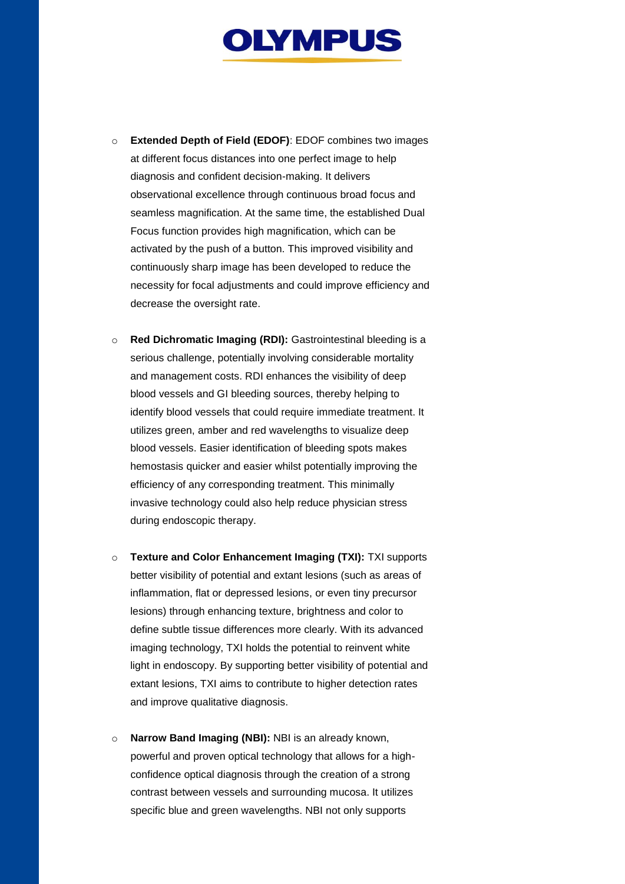- **Extended Depth of Field (EDOF)**: EDOF combines two images at different focus distances into one perfect image to help diagnosis and confident decision-making. It delivers observational excellence through continuous broad focus and seamless magnification. At the same time, the established Dual Focus function provides high magnification, which can be activated by the push of a button. This improved visibility and continuously sharp image has been developed to reduce the necessity for focal adjustments and could improve efficiency and decrease the oversight rate.

- **Red Dichromatic Imaging (RDI):** Gastrointestinal bleeding is a serious challenge, potentially involving considerable mortality and management costs. RDI enhances the visibility of deep blood vessels and GI bleeding sources, thereby helping to identify blood vessels that could require immediate treatment. It utilizes green, amber and red wavelengths to visualize deep blood vessels. Easier identification of bleeding spots makes hemostasis quicker and easier whilst potentially improving the efficiency of any corresponding treatment. This minimally invasive technology could also help reduce physician stress during endoscopic therapy.

- **Texture and Color Enhancement Imaging (TXI):** TXI supports better visibility of potential and extant lesions (such as areas of inflammation, flat or depressed lesions, or even tiny precursor lesions) through enhancing texture, brightness and color to define subtle tissue differences more clearly. With its advanced imaging technology, TXI holds the potential to reinvent white light in endoscopy. By supporting better visibility of potential and extant lesions, TXI aims to contribute to higher detection rates and improve qualitative diagnosis.

- **Narrow Band Imaging (NBI):** NBI is an already known, powerful and proven optical technology that allows for a high-confidence optical diagnosis through the creation of a strong contrast between vessels and surrounding mucosa. It utilizes specific blue and green wavelengths. NBI not only supports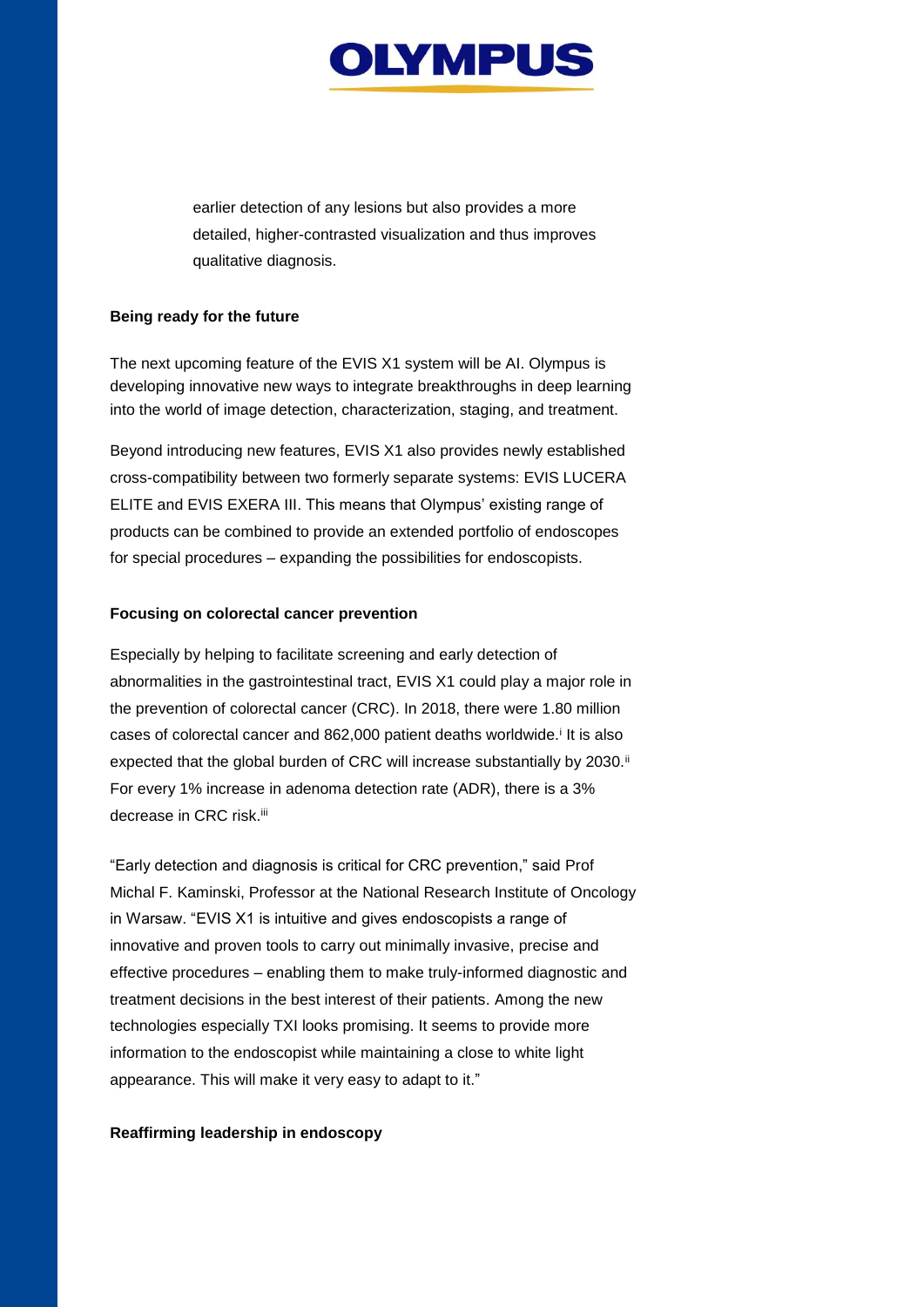earlier detection of any lesions but also provides a more detailed, higher-contrasted visualization and thus improves qualitative diagnosis.

**Being ready for the future**

The next upcoming feature of the EVIS X1 system will be AI. Olympus is developing innovative new ways to integrate breakthroughs in deep learning into the world of image detection, characterization, staging, and treatment.

Beyond introducing new features, EVIS X1 also provides newly established cross-compatibility between two formerly separate systems: EVIS LUCERA ELITE and EVIS EXERA III. This means that Olympus' existing range of products can be combined to provide an extended portfolio of endoscopes for special procedures – expanding the possibilities for endoscopists.

**Focusing on colorectal cancer prevention**

Especially by helping to facilitate screening and early detection of abnormalities in the gastrointestinal tract, EVIS X1 could play a major role in the prevention of colorectal cancer (CRC). In 2018, there were 1.80 million cases of colorectal cancer and 862,000 patient deaths worldwide.[i] It is also expected that the global burden of CRC will increase substantially by 2030.[ii] For every 1% increase in adenoma detection rate (ADR), there is a 3% decrease in CRC risk.[iii]

"Early detection and diagnosis is critical for CRC prevention," said Prof Michal F. Kaminski, Professor at the National Research Institute of Oncology in Warsaw. "EVIS X1 is intuitive and gives endoscopists a range of innovative and proven tools to carry out minimally invasive, precise and effective procedures – enabling them to make truly-informed diagnostic and treatment decisions in the best interest of their patients. Among the new technologies especially TXI looks promising. It seems to provide more information to the endoscopist while maintaining a close to white light appearance. This will make it very easy to adapt to it."

**Reaffirming leadership in endoscopy**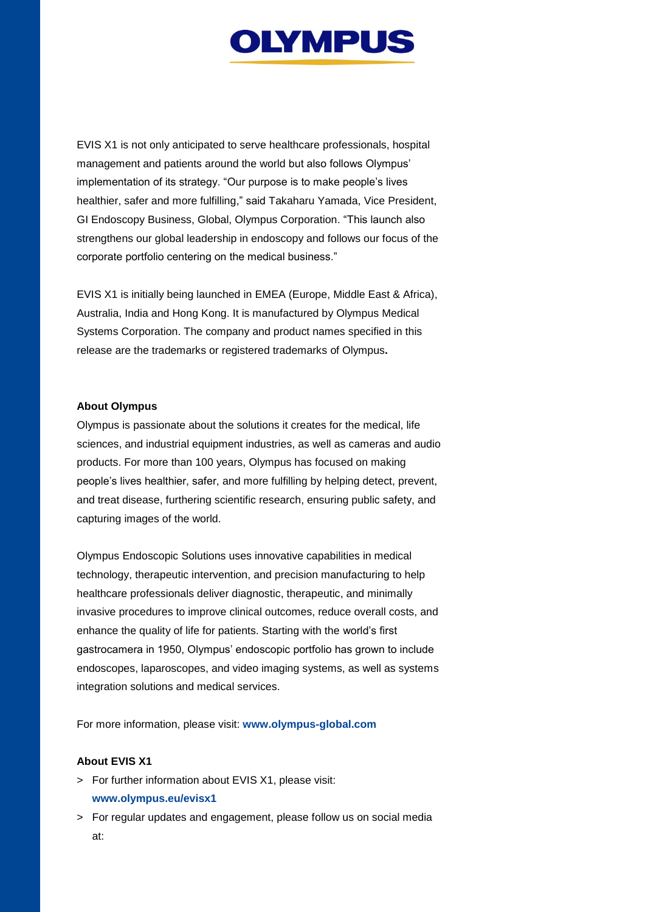EVIS X1 is not only anticipated to serve healthcare professionals, hospital management and patients around the world but also follows Olympus' implementation of its strategy. "Our purpose is to make people's lives healthier, safer and more fulfilling," said Takaharu Yamada, Vice President, GI Endoscopy Business, Global, Olympus Corporation. "This launch also strengthens our global leadership in endoscopy and follows our focus of the corporate portfolio centering on the medical business."

EVIS X1 is initially being launched in EMEA (Europe, Middle East & Africa), Australia, India and Hong Kong. It is manufactured by Olympus Medical Systems Corporation. The company and product names specified in this release are the trademarks or registered trademarks of Olympus**.**

**About Olympus**

Olympus is passionate about the solutions it creates for the medical, life sciences, and industrial equipment industries, as well as cameras and audio products. For more than 100 years, Olympus has focused on making people's lives healthier, safer, and more fulfilling by helping detect, prevent, and treat disease, furthering scientific research, ensuring public safety, and capturing images of the world.

Olympus Endoscopic Solutions uses innovative capabilities in medical technology, therapeutic intervention, and precision manufacturing to help healthcare professionals deliver diagnostic, therapeutic, and minimally invasive procedures to improve clinical outcomes, reduce overall costs, and enhance the quality of life for patients. Starting with the world's first gastrocamera in 1950, Olympus' endoscopic portfolio has grown to include endoscopes, laparoscopes, and video imaging systems, as well as systems integration solutions and medical services.

For more information, please visit: **www.olympus-global.com**

**About EVIS X1**

> For further information about EVIS X1, please visit: **www.olympus.eu/evisx1**

> For regular updates and engagement, please follow us on social media at: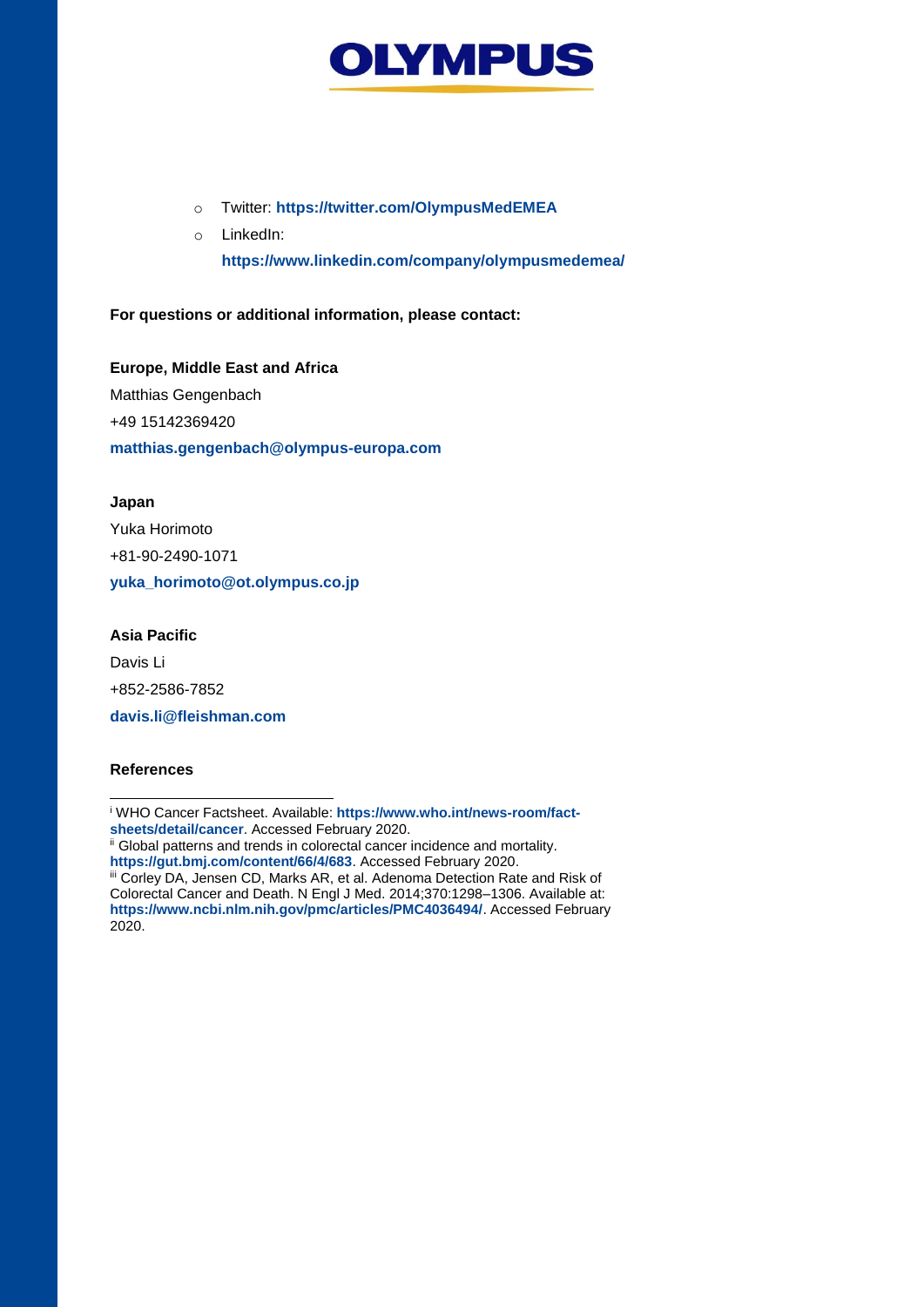- Twitter: **https://twitter.com/OlympusMedEMEA**
- LinkedIn: **https://www.linkedin.com/company/olympusmedemea/**

**For questions or additional information, please contact:**

**Europe, Middle East and Africa**
Matthias Gengenbach
+49 15142369420
**matthias.gengenbach@olympus-europa.com**

**Japan**
Yuka Horimoto
+81-90-2490-1071
**yuka_horimoto@ot.olympus.co.jp**

**Asia Pacific**
Davis Li
+852-2586-7852
**davis.li@fleishman.com**

**References**

---

[i] WHO Cancer Factsheet. Available: **https://www.who.int/news-room/fact-sheets/detail/cancer**. Accessed February 2020.

[ii] Global patterns and trends in colorectal cancer incidence and mortality. **https://gut.bmj.com/content/66/4/683**. Accessed February 2020.

[iii] Corley DA, Jensen CD, Marks AR, et al. Adenoma Detection Rate and Risk of Colorectal Cancer and Death. N Engl J Med. 2014;370:1298–1306. Available at: **https://www.ncbi.nlm.nih.gov/pmc/articles/PMC4036494/**. Accessed February 2020.